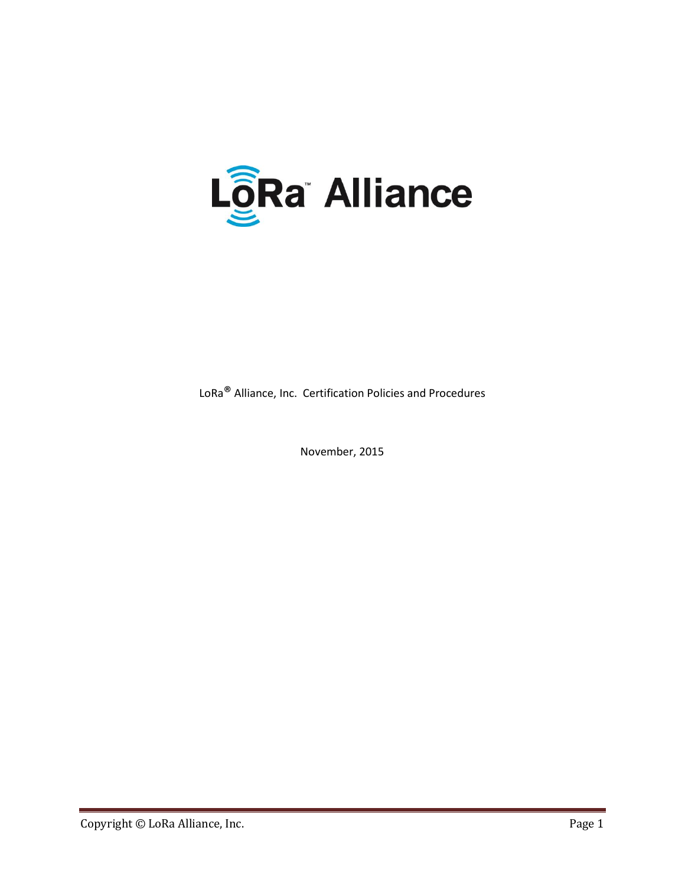LoRa® Alliance, Inc. Certification Policies and Procedures

November, 2015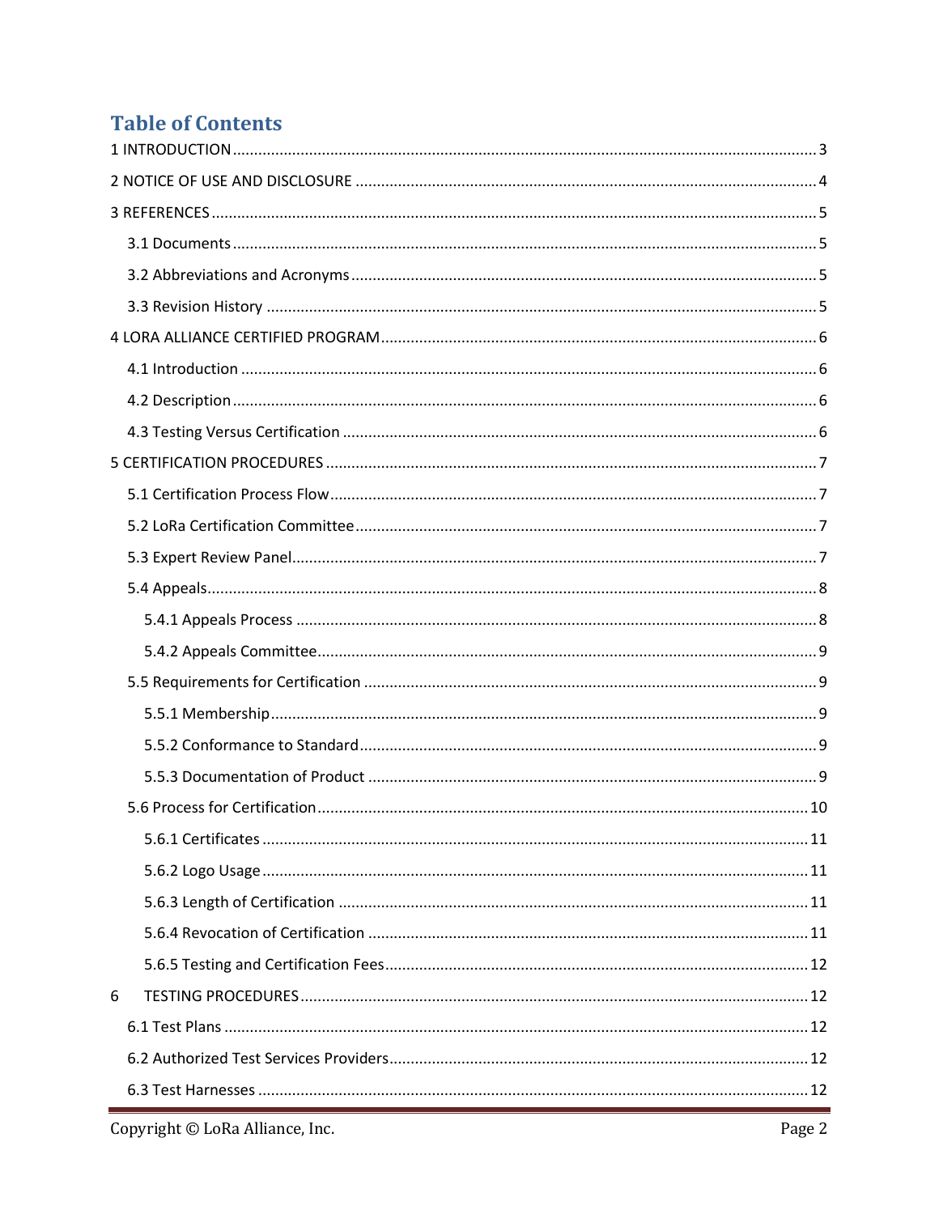# Table of Contents

1 INTRODUCTION ........................................................................................................................ 3

2 NOTICE OF USE AND DISCLOSURE ........................................................................................ 4

3 REFERENCES ............................................................................................................................ 5

- 3.1 Documents ........................................................................................................................ 5
- 3.2 Abbreviations and Acronyms ............................................................................................ 5
- 3.3 Revision History ................................................................................................................ 5

4 LORA ALLIANCE CERTIFIED PROGRAM ................................................................................... 6

- 4.1 Introduction ...................................................................................................................... 6
- 4.2 Description ........................................................................................................................ 6
- 4.3 Testing Versus Certification .............................................................................................. 6

5 CERTIFICATION PROCEDURES .................................................................................................. 7

- 5.1 Certification Process Flow ................................................................................................. 7
- 5.2 LoRa Certification Committee ........................................................................................... 7
- 5.3 Expert Review Panel .......................................................................................................... 7
- 5.4 Appeals .............................................................................................................................. 8
  - 5.4.1 Appeals Process ......................................................................................................... 8
  - 5.4.2 Appeals Committee .................................................................................................... 9
- 5.5 Requirements for Certification .......................................................................................... 9
  - 5.5.1 Membership ............................................................................................................... 9
  - 5.5.2 Conformance to Standard .......................................................................................... 9
  - 5.5.3 Documentation of Product ......................................................................................... 9
- 5.6 Process for Certification .................................................................................................. 10
  - 5.6.1 Certificates ............................................................................................................... 11
  - 5.6.2 Logo Usage ............................................................................................................... 11
  - 5.6.3 Length of Certification .............................................................................................. 11
  - 5.6.4 Revocation of Certification ....................................................................................... 11
  - 5.6.5 Testing and Certification Fees ................................................................................... 12

6 TESTING PROCEDURES .......................................................................................................... 12

- 6.1 Test Plans ........................................................................................................................ 12
- 6.2 Authorized Test Services Providers .................................................................................. 12
- 6.3 Test Harnesses ................................................................................................................ 12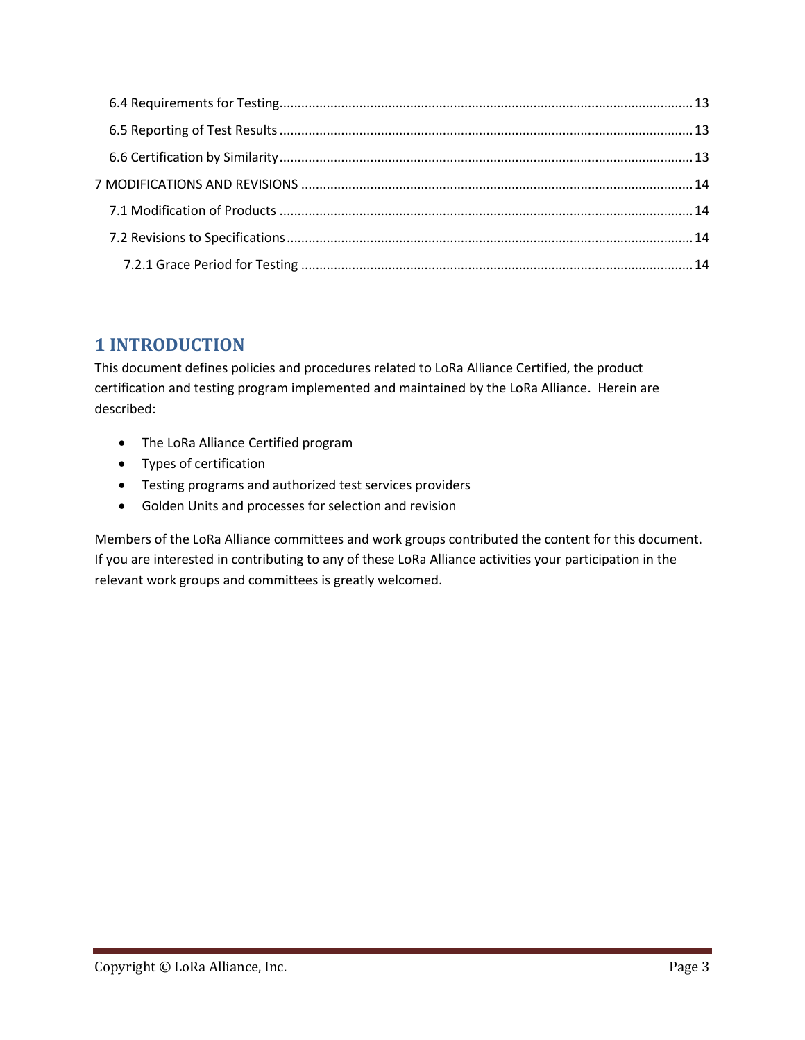6.4 Requirements for Testing ........ 13

6.5 Reporting of Test Results ........ 13

6.6 Certification by Similarity ........ 13

7 MODIFICATIONS AND REVISIONS ........ 14

7.1 Modification of Products ........ 14

7.2 Revisions to Specifications ........ 14

7.2.1 Grace Period for Testing ........ 14

# 1 INTRODUCTION

This document defines policies and procedures related to LoRa Alliance Certified, the product certification and testing program implemented and maintained by the LoRa Alliance. Herein are described:

- The LoRa Alliance Certified program
- Types of certification
- Testing programs and authorized test services providers
- Golden Units and processes for selection and revision

Members of the LoRa Alliance committees and work groups contributed the content for this document. If you are interested in contributing to any of these LoRa Alliance activities your participation in the relevant work groups and committees is greatly welcomed.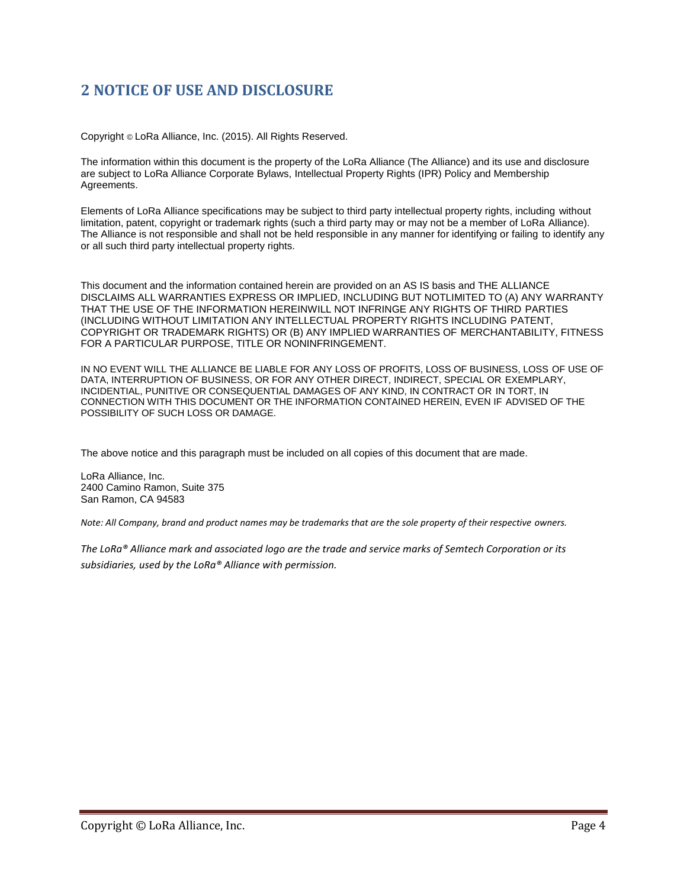# 2 NOTICE OF USE AND DISCLOSURE

Copyright © LoRa Alliance, Inc. (2015). All Rights Reserved.

The information within this document is the property of the LoRa Alliance (The Alliance) and its use and disclosure are subject to LoRa Alliance Corporate Bylaws, Intellectual Property Rights (IPR) Policy and Membership Agreements.

Elements of LoRa Alliance specifications may be subject to third party intellectual property rights, including without limitation, patent, copyright or trademark rights (such a third party may or may not be a member of LoRa Alliance). The Alliance is not responsible and shall not be held responsible in any manner for identifying or failing to identify any or all such third party intellectual property rights.

This document and the information contained herein are provided on an AS IS basis and THE ALLIANCE DISCLAIMS ALL WARRANTIES EXPRESS OR IMPLIED, INCLUDING BUT NOTLIMITED TO (A) ANY WARRANTY THAT THE USE OF THE INFORMATION HEREINWILL NOT INFRINGE ANY RIGHTS OF THIRD PARTIES (INCLUDING WITHOUT LIMITATION ANY INTELLECTUAL PROPERTY RIGHTS INCLUDING PATENT, COPYRIGHT OR TRADEMARK RIGHTS) OR (B) ANY IMPLIED WARRANTIES OF MERCHANTABILITY, FITNESS FOR A PARTICULAR PURPOSE, TITLE OR NONINFRINGEMENT.

IN NO EVENT WILL THE ALLIANCE BE LIABLE FOR ANY LOSS OF PROFITS, LOSS OF BUSINESS, LOSS OF USE OF DATA, INTERRUPTION OF BUSINESS, OR FOR ANY OTHER DIRECT, INDIRECT, SPECIAL OR EXEMPLARY, INCIDENTIAL, PUNITIVE OR CONSEQUENTIAL DAMAGES OF ANY KIND, IN CONTRACT OR IN TORT, IN CONNECTION WITH THIS DOCUMENT OR THE INFORMATION CONTAINED HEREIN, EVEN IF ADVISED OF THE POSSIBILITY OF SUCH LOSS OR DAMAGE.

The above notice and this paragraph must be included on all copies of this document that are made.

LoRa Alliance, Inc.
2400 Camino Ramon, Suite 375
San Ramon, CA 94583

*Note: All Company, brand and product names may be trademarks that are the sole property of their respective owners.*

*The LoRa® Alliance mark and associated logo are the trade and service marks of Semtech Corporation or its subsidiaries, used by the LoRa® Alliance with permission.*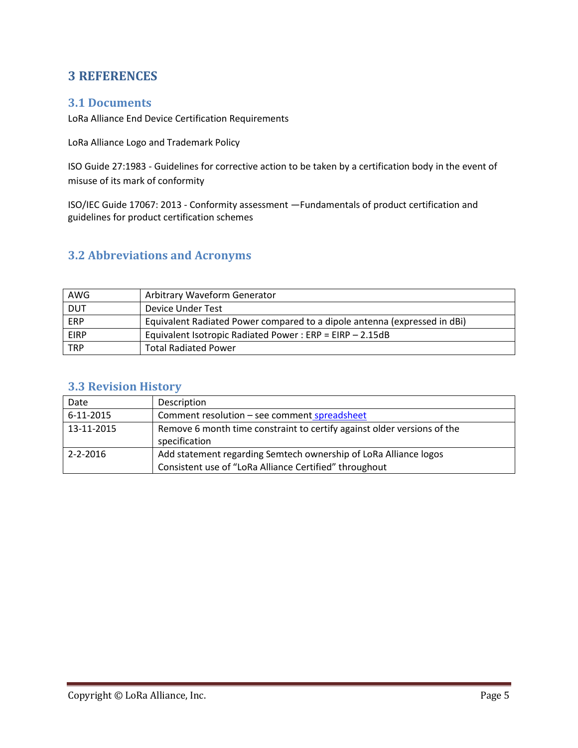# 3 REFERENCES

## 3.1 Documents

LoRa Alliance End Device Certification Requirements

LoRa Alliance Logo and Trademark Policy

ISO Guide 27:1983 - Guidelines for corrective action to be taken by a certification body in the event of misuse of its mark of conformity

ISO/IEC Guide 17067: 2013 - Conformity assessment —Fundamentals of product certification and guidelines for product certification schemes

## 3.2 Abbreviations and Acronyms

| | |
|---|---|
| AWG | Arbitrary Waveform Generator |
| DUT | Device Under Test |
| ERP | Equivalent Radiated Power compared to a dipole antenna (expressed in dBi) |
| EIRP | Equivalent Isotropic Radiated Power : ERP = EIRP – 2.15dB |
| TRP | Total Radiated Power |

## 3.3 Revision History

| Date | Description |
|---|---|
| 6-11-2015 | Comment resolution – see comment spreadsheet |
| 13-11-2015 | Remove 6 month time constraint to certify against older versions of the specification |
| 2-2-2016 | Add statement regarding Semtech ownership of LoRa Alliance logos<br>Consistent use of “LoRa Alliance Certified” throughout |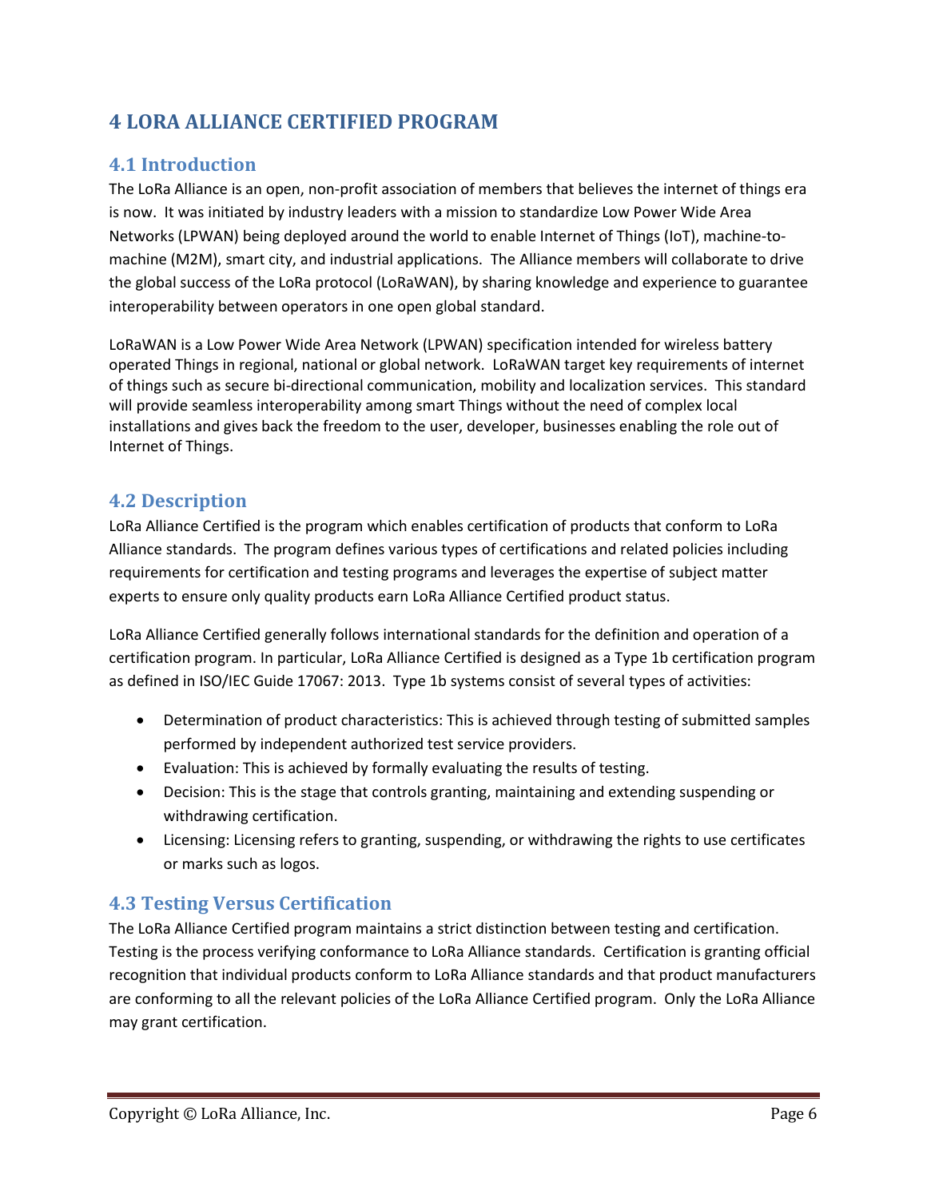# 4 LORA ALLIANCE CERTIFIED PROGRAM

## 4.1 Introduction

The LoRa Alliance is an open, non-profit association of members that believes the internet of things era is now. It was initiated by industry leaders with a mission to standardize Low Power Wide Area Networks (LPWAN) being deployed around the world to enable Internet of Things (IoT), machine-to-machine (M2M), smart city, and industrial applications. The Alliance members will collaborate to drive the global success of the LoRa protocol (LoRaWAN), by sharing knowledge and experience to guarantee interoperability between operators in one open global standard.

LoRaWAN is a Low Power Wide Area Network (LPWAN) specification intended for wireless battery operated Things in regional, national or global network. LoRaWAN target key requirements of internet of things such as secure bi-directional communication, mobility and localization services. This standard will provide seamless interoperability among smart Things without the need of complex local installations and gives back the freedom to the user, developer, businesses enabling the role out of Internet of Things.

## 4.2 Description

LoRa Alliance Certified is the program which enables certification of products that conform to LoRa Alliance standards. The program defines various types of certifications and related policies including requirements for certification and testing programs and leverages the expertise of subject matter experts to ensure only quality products earn LoRa Alliance Certified product status.

LoRa Alliance Certified generally follows international standards for the definition and operation of a certification program. In particular, LoRa Alliance Certified is designed as a Type 1b certification program as defined in ISO/IEC Guide 17067: 2013. Type 1b systems consist of several types of activities:

- Determination of product characteristics: This is achieved through testing of submitted samples performed by independent authorized test service providers.
- Evaluation: This is achieved by formally evaluating the results of testing.
- Decision: This is the stage that controls granting, maintaining and extending suspending or withdrawing certification.
- Licensing: Licensing refers to granting, suspending, or withdrawing the rights to use certificates or marks such as logos.

## 4.3 Testing Versus Certification

The LoRa Alliance Certified program maintains a strict distinction between testing and certification. Testing is the process verifying conformance to LoRa Alliance standards. Certification is granting official recognition that individual products conform to LoRa Alliance standards and that product manufacturers are conforming to all the relevant policies of the LoRa Alliance Certified program. Only the LoRa Alliance may grant certification.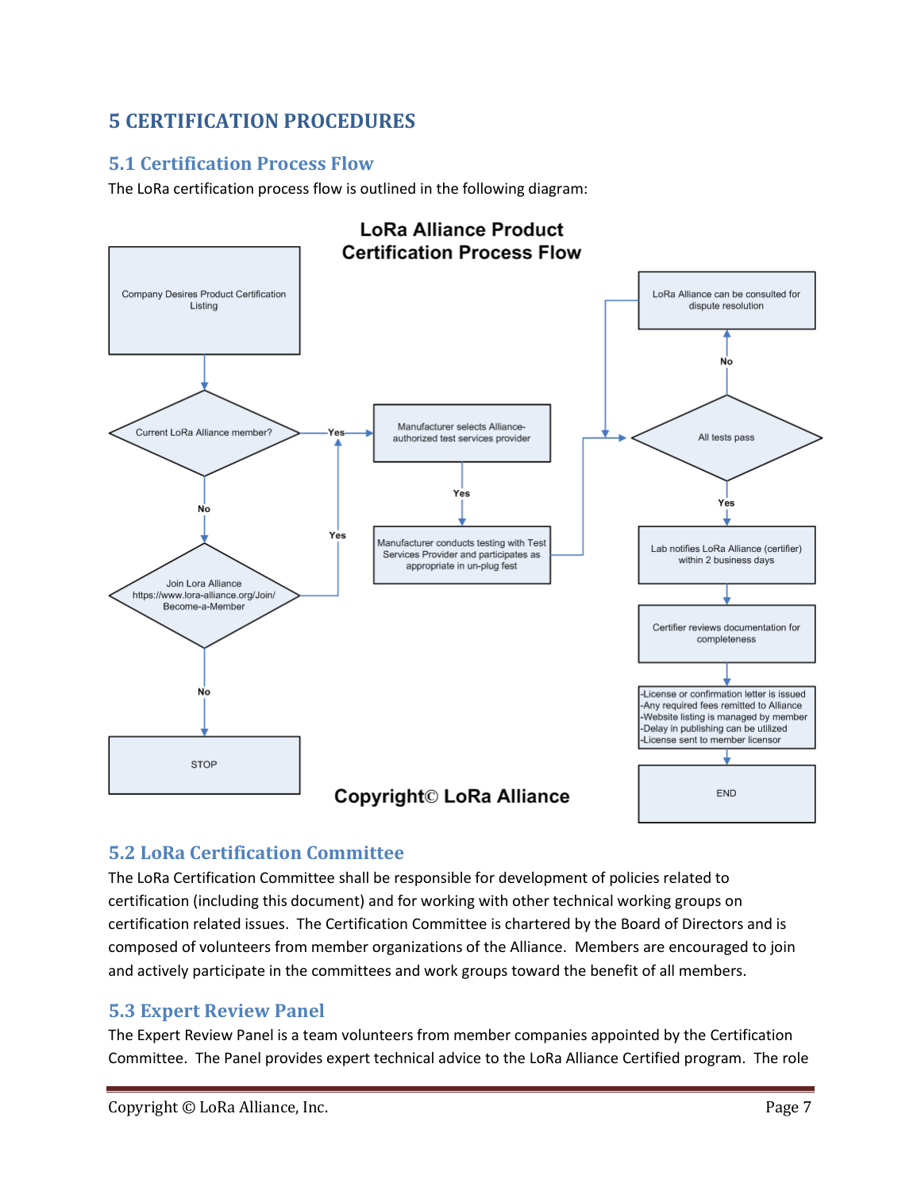# 5 CERTIFICATION PROCEDURES

## 5.1 Certification Process Flow

The LoRa certification process flow is outlined in the following diagram:

**LoRa Alliance Product Certification Process Flow**

- Company Desires Product Certification Listing
- Current LoRa Alliance member?
  - Yes → Manufacturer selects Alliance-authorized test services provider
  - No → Join Lora Alliance https://www.lora-alliance.org/Join/Become-a-Member
    - Yes → Manufacturer selects Alliance-authorized test services provider
    - No → STOP
- Manufacturer selects Alliance-authorized test services provider
  - Yes → Manufacturer conducts testing with Test Services Provider and participates as appropriate in un-plug fest
- All tests pass
  - No → LoRa Alliance can be consulted for dispute resolution
  - Yes → Lab notifies LoRa Alliance (certifier) within 2 business days
- Certifier reviews documentation for completeness
- -License or confirmation letter is issued
  -Any required fees remitted to Alliance
  -Website listing is managed by member
  -Delay in publishing can be utilized
  -License sent to member licensor
- END

**Copyright© LoRa Alliance**

## 5.2 LoRa Certification Committee

The LoRa Certification Committee shall be responsible for development of policies related to certification (including this document) and for working with other technical working groups on certification related issues. The Certification Committee is chartered by the Board of Directors and is composed of volunteers from member organizations of the Alliance. Members are encouraged to join and actively participate in the committees and work groups toward the benefit of all members.

## 5.3 Expert Review Panel

The Expert Review Panel is a team volunteers from member companies appointed by the Certification Committee. The Panel provides expert technical advice to the LoRa Alliance Certified program. The role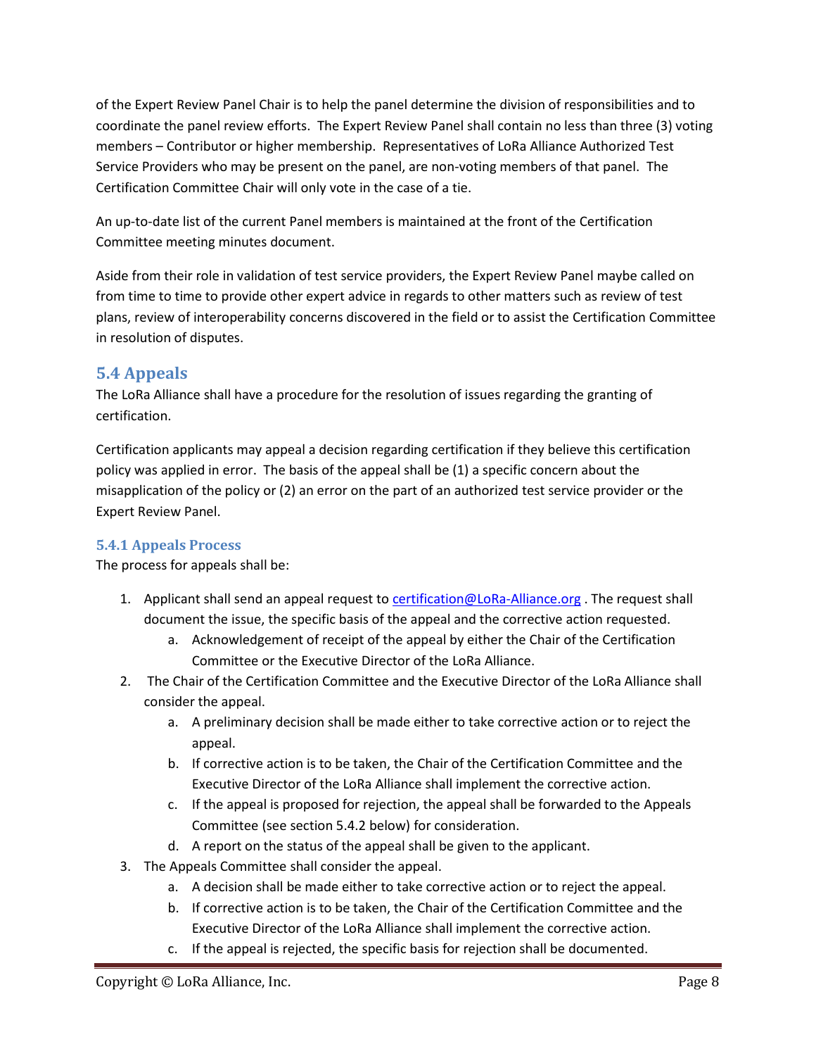of the Expert Review Panel Chair is to help the panel determine the division of responsibilities and to coordinate the panel review efforts. The Expert Review Panel shall contain no less than three (3) voting members – Contributor or higher membership. Representatives of LoRa Alliance Authorized Test Service Providers who may be present on the panel, are non-voting members of that panel. The Certification Committee Chair will only vote in the case of a tie.

An up-to-date list of the current Panel members is maintained at the front of the Certification Committee meeting minutes document.

Aside from their role in validation of test service providers, the Expert Review Panel maybe called on from time to time to provide other expert advice in regards to other matters such as review of test plans, review of interoperability concerns discovered in the field or to assist the Certification Committee in resolution of disputes.

## 5.4 Appeals

The LoRa Alliance shall have a procedure for the resolution of issues regarding the granting of certification.

Certification applicants may appeal a decision regarding certification if they believe this certification policy was applied in error. The basis of the appeal shall be (1) a specific concern about the misapplication of the policy or (2) an error on the part of an authorized test service provider or the Expert Review Panel.

### 5.4.1 Appeals Process

The process for appeals shall be:

1. Applicant shall send an appeal request to certification@LoRa-Alliance.org . The request shall document the issue, the specific basis of the appeal and the corrective action requested.
    a. Acknowledgement of receipt of the appeal by either the Chair of the Certification Committee or the Executive Director of the LoRa Alliance.
2. The Chair of the Certification Committee and the Executive Director of the LoRa Alliance shall consider the appeal.
    a. A preliminary decision shall be made either to take corrective action or to reject the appeal.
    b. If corrective action is to be taken, the Chair of the Certification Committee and the Executive Director of the LoRa Alliance shall implement the corrective action.
    c. If the appeal is proposed for rejection, the appeal shall be forwarded to the Appeals Committee (see section 5.4.2 below) for consideration.
    d. A report on the status of the appeal shall be given to the applicant.
3. The Appeals Committee shall consider the appeal.
    a. A decision shall be made either to take corrective action or to reject the appeal.
    b. If corrective action is to be taken, the Chair of the Certification Committee and the Executive Director of the LoRa Alliance shall implement the corrective action.
    c. If the appeal is rejected, the specific basis for rejection shall be documented.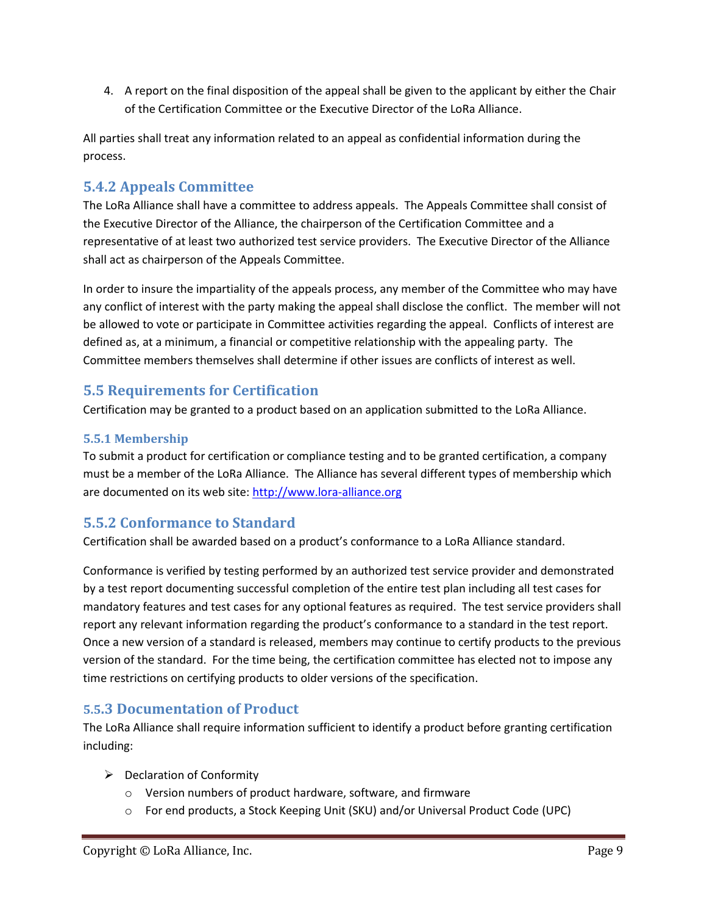4. A report on the final disposition of the appeal shall be given to the applicant by either the Chair of the Certification Committee or the Executive Director of the LoRa Alliance.

All parties shall treat any information related to an appeal as confidential information during the process.

### 5.4.2 Appeals Committee

The LoRa Alliance shall have a committee to address appeals. The Appeals Committee shall consist of the Executive Director of the Alliance, the chairperson of the Certification Committee and a representative of at least two authorized test service providers. The Executive Director of the Alliance shall act as chairperson of the Appeals Committee.

In order to insure the impartiality of the appeals process, any member of the Committee who may have any conflict of interest with the party making the appeal shall disclose the conflict. The member will not be allowed to vote or participate in Committee activities regarding the appeal. Conflicts of interest are defined as, at a minimum, a financial or competitive relationship with the appealing party. The Committee members themselves shall determine if other issues are conflicts of interest as well.

## 5.5 Requirements for Certification

Certification may be granted to a product based on an application submitted to the LoRa Alliance.

### 5.5.1 Membership

To submit a product for certification or compliance testing and to be granted certification, a company must be a member of the LoRa Alliance. The Alliance has several different types of membership which are documented on its web site: http://www.lora-alliance.org

### 5.5.2 Conformance to Standard

Certification shall be awarded based on a product's conformance to a LoRa Alliance standard.

Conformance is verified by testing performed by an authorized test service provider and demonstrated by a test report documenting successful completion of the entire test plan including all test cases for mandatory features and test cases for any optional features as required. The test service providers shall report any relevant information regarding the product's conformance to a standard in the test report. Once a new version of a standard is released, members may continue to certify products to the previous version of the standard. For the time being, the certification committee has elected not to impose any time restrictions on certifying products to older versions of the specification.

### 5.5.3 Documentation of Product

The LoRa Alliance shall require information sufficient to identify a product before granting certification including:

- Declaration of Conformity
  - Version numbers of product hardware, software, and firmware
  - For end products, a Stock Keeping Unit (SKU) and/or Universal Product Code (UPC)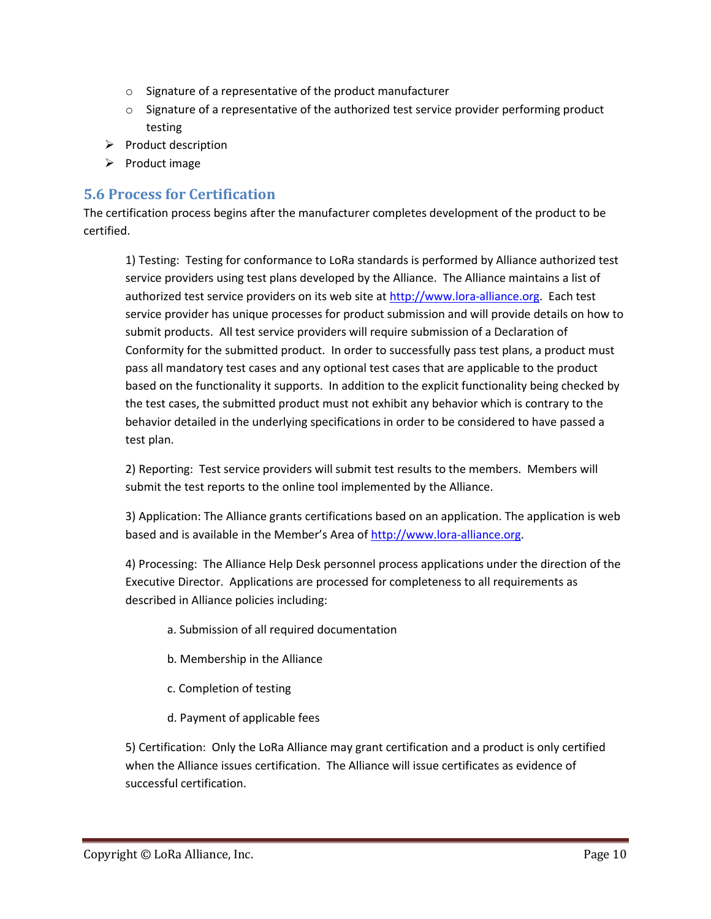- Signature of a representative of the product manufacturer
    - Signature of a representative of the authorized test service provider performing product testing
- Product description
- Product image

## 5.6 Process for Certification

The certification process begins after the manufacturer completes development of the product to be certified.

1) Testing: Testing for conformance to LoRa standards is performed by Alliance authorized test service providers using test plans developed by the Alliance. The Alliance maintains a list of authorized test service providers on its web site at http://www.lora-alliance.org. Each test service provider has unique processes for product submission and will provide details on how to submit products. All test service providers will require submission of a Declaration of Conformity for the submitted product. In order to successfully pass test plans, a product must pass all mandatory test cases and any optional test cases that are applicable to the product based on the functionality it supports. In addition to the explicit functionality being checked by the test cases, the submitted product must not exhibit any behavior which is contrary to the behavior detailed in the underlying specifications in order to be considered to have passed a test plan.

2) Reporting: Test service providers will submit test results to the members. Members will submit the test reports to the online tool implemented by the Alliance.

3) Application: The Alliance grants certifications based on an application. The application is web based and is available in the Member's Area of http://www.lora-alliance.org.

4) Processing: The Alliance Help Desk personnel process applications under the direction of the Executive Director. Applications are processed for completeness to all requirements as described in Alliance policies including:

a. Submission of all required documentation

b. Membership in the Alliance

c. Completion of testing

d. Payment of applicable fees

5) Certification: Only the LoRa Alliance may grant certification and a product is only certified when the Alliance issues certification. The Alliance will issue certificates as evidence of successful certification.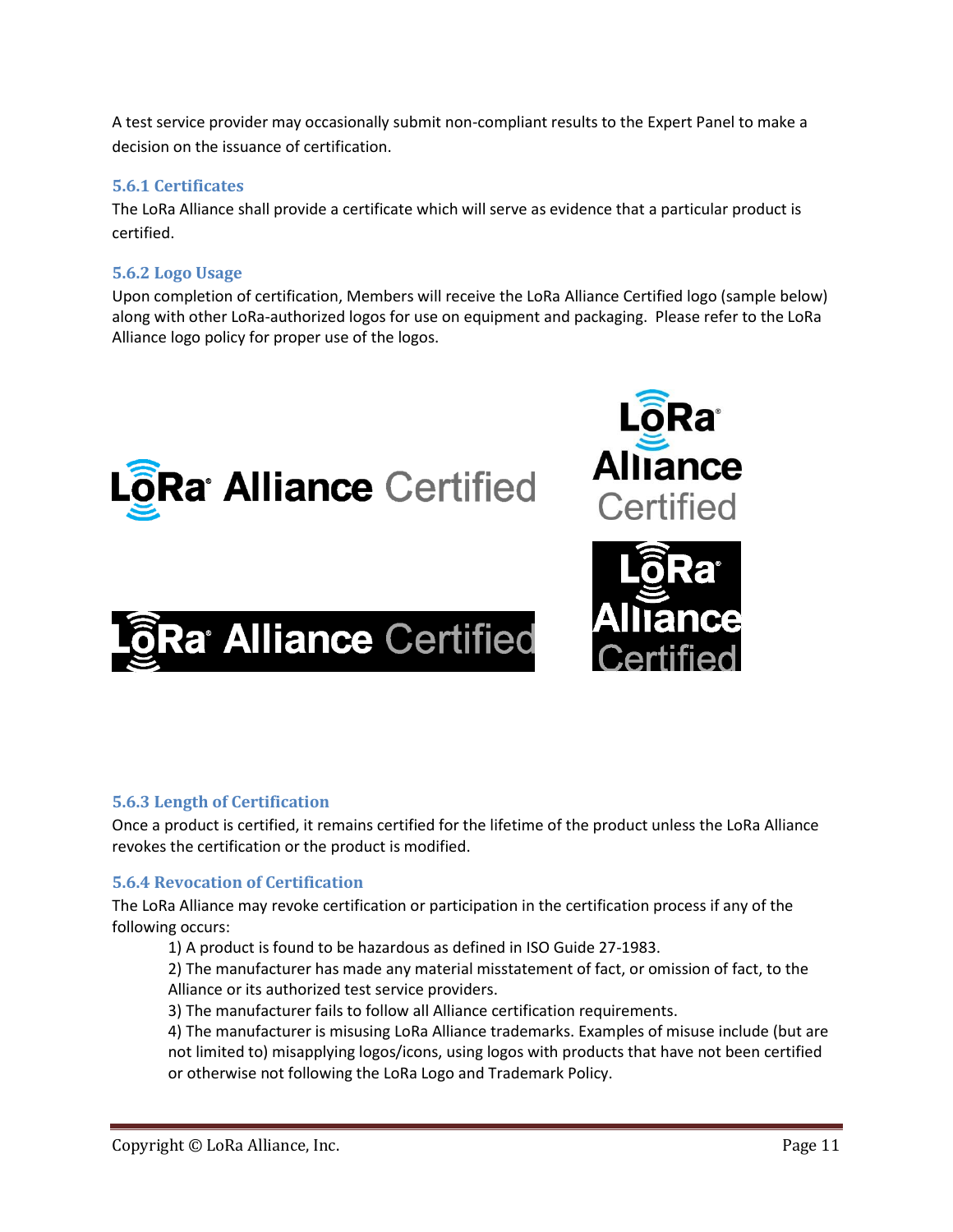A test service provider may occasionally submit non-compliant results to the Expert Panel to make a decision on the issuance of certification.

### 5.6.1 Certificates

The LoRa Alliance shall provide a certificate which will serve as evidence that a particular product is certified.

### 5.6.2 Logo Usage

Upon completion of certification, Members will receive the LoRa Alliance Certified logo (sample below) along with other LoRa-authorized logos for use on equipment and packaging. Please refer to the LoRa Alliance logo policy for proper use of the logos.

### 5.6.3 Length of Certification

Once a product is certified, it remains certified for the lifetime of the product unless the LoRa Alliance revokes the certification or the product is modified.

### 5.6.4 Revocation of Certification

The LoRa Alliance may revoke certification or participation in the certification process if any of the following occurs:

1) A product is found to be hazardous as defined in ISO Guide 27-1983.
2) The manufacturer has made any material misstatement of fact, or omission of fact, to the Alliance or its authorized test service providers.
3) The manufacturer fails to follow all Alliance certification requirements.
4) The manufacturer is misusing LoRa Alliance trademarks. Examples of misuse include (but are not limited to) misapplying logos/icons, using logos with products that have not been certified or otherwise not following the LoRa Logo and Trademark Policy.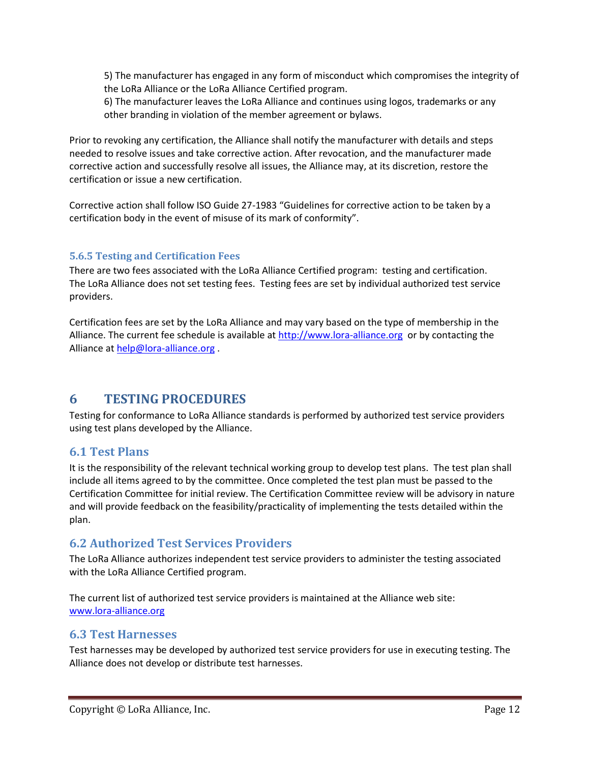5) The manufacturer has engaged in any form of misconduct which compromises the integrity of the LoRa Alliance or the LoRa Alliance Certified program.
6) The manufacturer leaves the LoRa Alliance and continues using logos, trademarks or any other branding in violation of the member agreement or bylaws.

Prior to revoking any certification, the Alliance shall notify the manufacturer with details and steps needed to resolve issues and take corrective action. After revocation, and the manufacturer made corrective action and successfully resolve all issues, the Alliance may, at its discretion, restore the certification or issue a new certification.

Corrective action shall follow ISO Guide 27-1983 "Guidelines for corrective action to be taken by a certification body in the event of misuse of its mark of conformity".

#### 5.6.5 Testing and Certification Fees

There are two fees associated with the LoRa Alliance Certified program: testing and certification. The LoRa Alliance does not set testing fees. Testing fees are set by individual authorized test service providers.

Certification fees are set by the LoRa Alliance and may vary based on the type of membership in the Alliance. The current fee schedule is available at [http://www.lora-alliance.org](http://www.lora-alliance.org) or by contacting the Alliance at [help@lora-alliance.org](mailto:help@lora-alliance.org) .

# 6 TESTING PROCEDURES

Testing for conformance to LoRa Alliance standards is performed by authorized test service providers using test plans developed by the Alliance.

## 6.1 Test Plans

It is the responsibility of the relevant technical working group to develop test plans. The test plan shall include all items agreed to by the committee. Once completed the test plan must be passed to the Certification Committee for initial review. The Certification Committee review will be advisory in nature and will provide feedback on the feasibility/practicality of implementing the tests detailed within the plan.

## 6.2 Authorized Test Services Providers

The LoRa Alliance authorizes independent test service providers to administer the testing associated with the LoRa Alliance Certified program.

The current list of authorized test service providers is maintained at the Alliance web site: [www.lora-alliance.org](http://www.lora-alliance.org)

## 6.3 Test Harnesses

Test harnesses may be developed by authorized test service providers for use in executing testing. The Alliance does not develop or distribute test harnesses.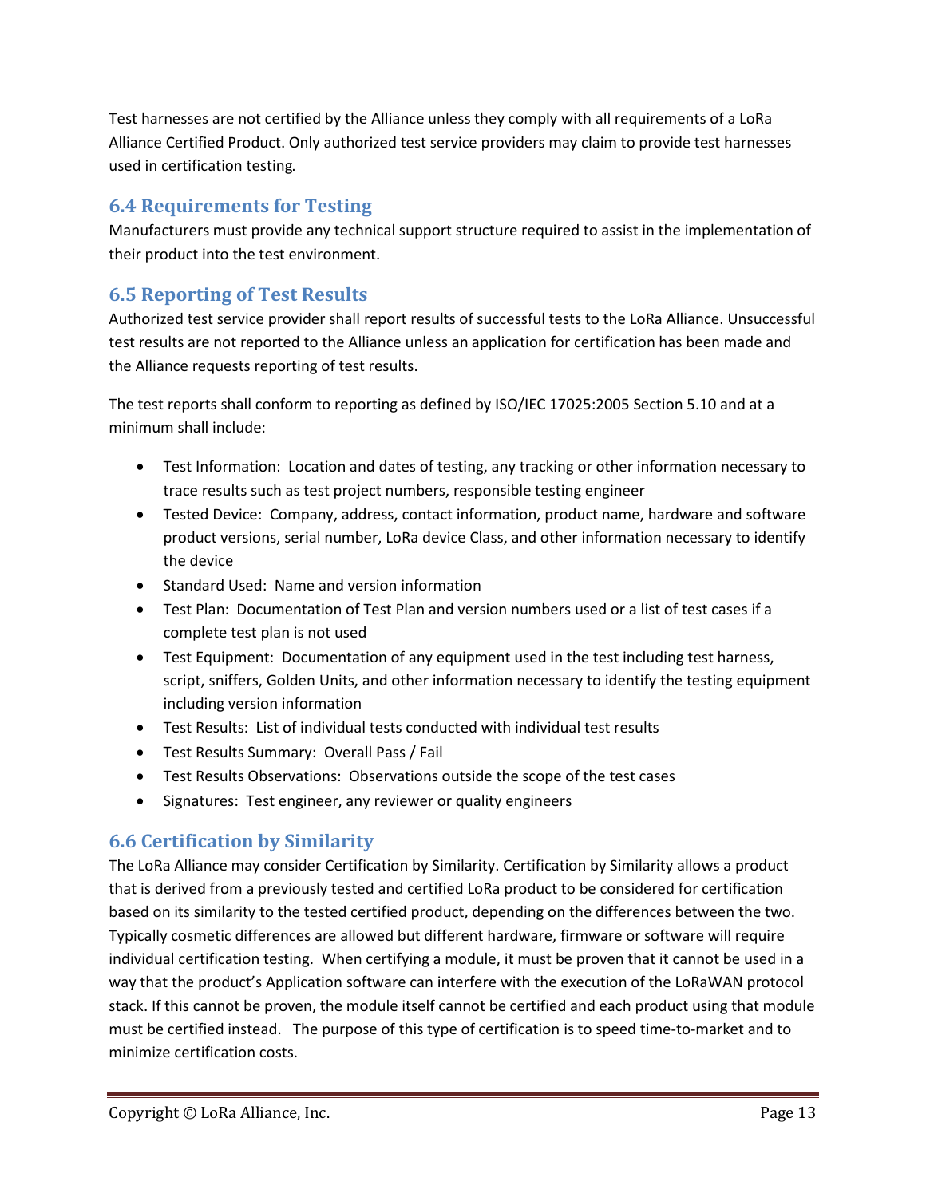Test harnesses are not certified by the Alliance unless they comply with all requirements of a LoRa Alliance Certified Product. Only authorized test service providers may claim to provide test harnesses used in certification testing.

## 6.4 Requirements for Testing

Manufacturers must provide any technical support structure required to assist in the implementation of their product into the test environment.

## 6.5 Reporting of Test Results

Authorized test service provider shall report results of successful tests to the LoRa Alliance. Unsuccessful test results are not reported to the Alliance unless an application for certification has been made and the Alliance requests reporting of test results.

The test reports shall conform to reporting as defined by ISO/IEC 17025:2005 Section 5.10 and at a minimum shall include:

- Test Information: Location and dates of testing, any tracking or other information necessary to trace results such as test project numbers, responsible testing engineer
- Tested Device: Company, address, contact information, product name, hardware and software product versions, serial number, LoRa device Class, and other information necessary to identify the device
- Standard Used: Name and version information
- Test Plan: Documentation of Test Plan and version numbers used or a list of test cases if a complete test plan is not used
- Test Equipment: Documentation of any equipment used in the test including test harness, script, sniffers, Golden Units, and other information necessary to identify the testing equipment including version information
- Test Results: List of individual tests conducted with individual test results
- Test Results Summary: Overall Pass / Fail
- Test Results Observations: Observations outside the scope of the test cases
- Signatures: Test engineer, any reviewer or quality engineers

## 6.6 Certification by Similarity

The LoRa Alliance may consider Certification by Similarity. Certification by Similarity allows a product that is derived from a previously tested and certified LoRa product to be considered for certification based on its similarity to the tested certified product, depending on the differences between the two. Typically cosmetic differences are allowed but different hardware, firmware or software will require individual certification testing. When certifying a module, it must be proven that it cannot be used in a way that the product's Application software can interfere with the execution of the LoRaWAN protocol stack. If this cannot be proven, the module itself cannot be certified and each product using that module must be certified instead. The purpose of this type of certification is to speed time-to-market and to minimize certification costs.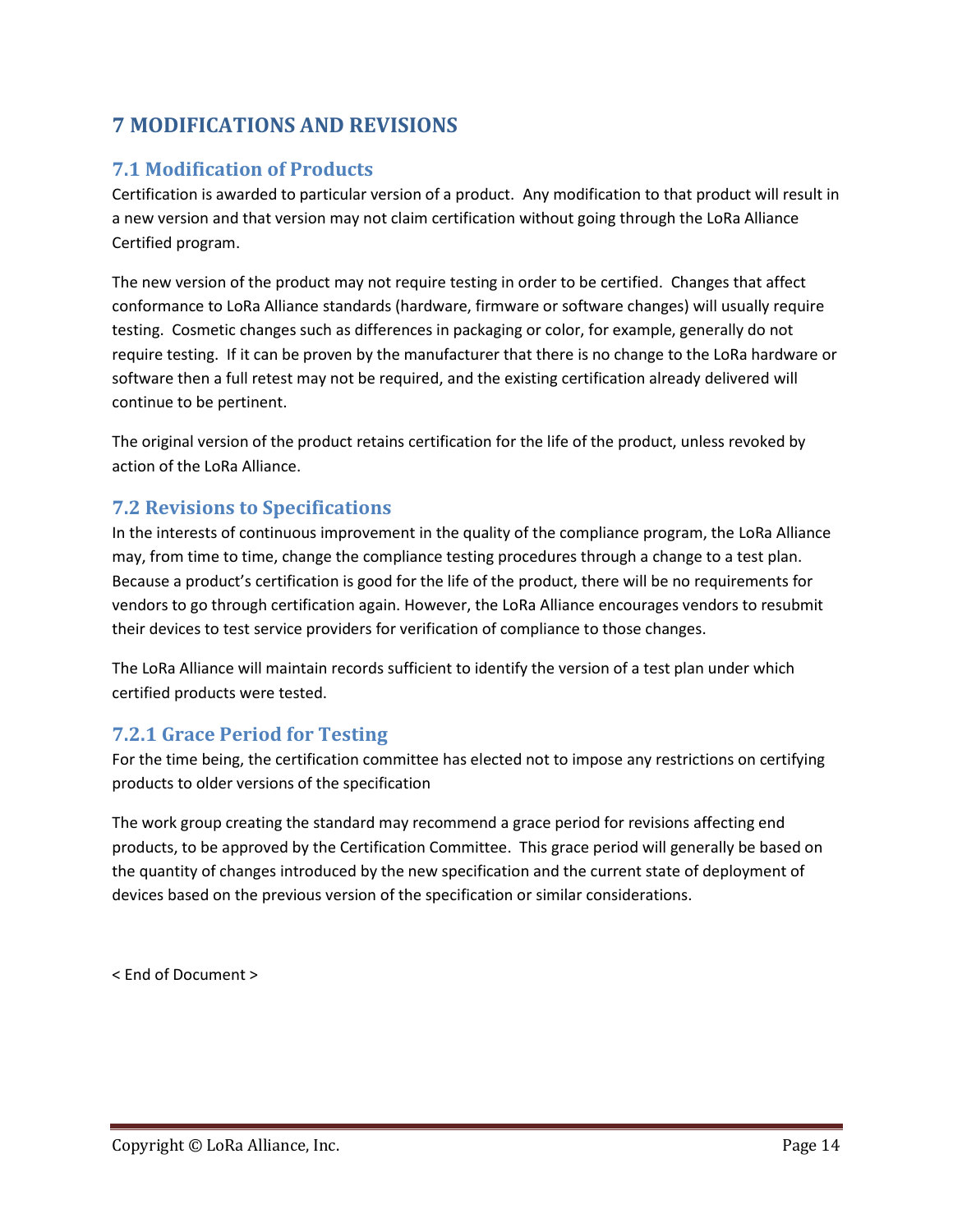# 7 MODIFICATIONS AND REVISIONS

## 7.1 Modification of Products

Certification is awarded to particular version of a product. Any modification to that product will result in a new version and that version may not claim certification without going through the LoRa Alliance Certified program.

The new version of the product may not require testing in order to be certified. Changes that affect conformance to LoRa Alliance standards (hardware, firmware or software changes) will usually require testing. Cosmetic changes such as differences in packaging or color, for example, generally do not require testing. If it can be proven by the manufacturer that there is no change to the LoRa hardware or software then a full retest may not be required, and the existing certification already delivered will continue to be pertinent.

The original version of the product retains certification for the life of the product, unless revoked by action of the LoRa Alliance.

## 7.2 Revisions to Specifications

In the interests of continuous improvement in the quality of the compliance program, the LoRa Alliance may, from time to time, change the compliance testing procedures through a change to a test plan. Because a product's certification is good for the life of the product, there will be no requirements for vendors to go through certification again. However, the LoRa Alliance encourages vendors to resubmit their devices to test service providers for verification of compliance to those changes.

The LoRa Alliance will maintain records sufficient to identify the version of a test plan under which certified products were tested.

### 7.2.1 Grace Period for Testing

For the time being, the certification committee has elected not to impose any restrictions on certifying products to older versions of the specification

The work group creating the standard may recommend a grace period for revisions affecting end products, to be approved by the Certification Committee. This grace period will generally be based on the quantity of changes introduced by the new specification and the current state of deployment of devices based on the previous version of the specification or similar considerations.

< End of Document >